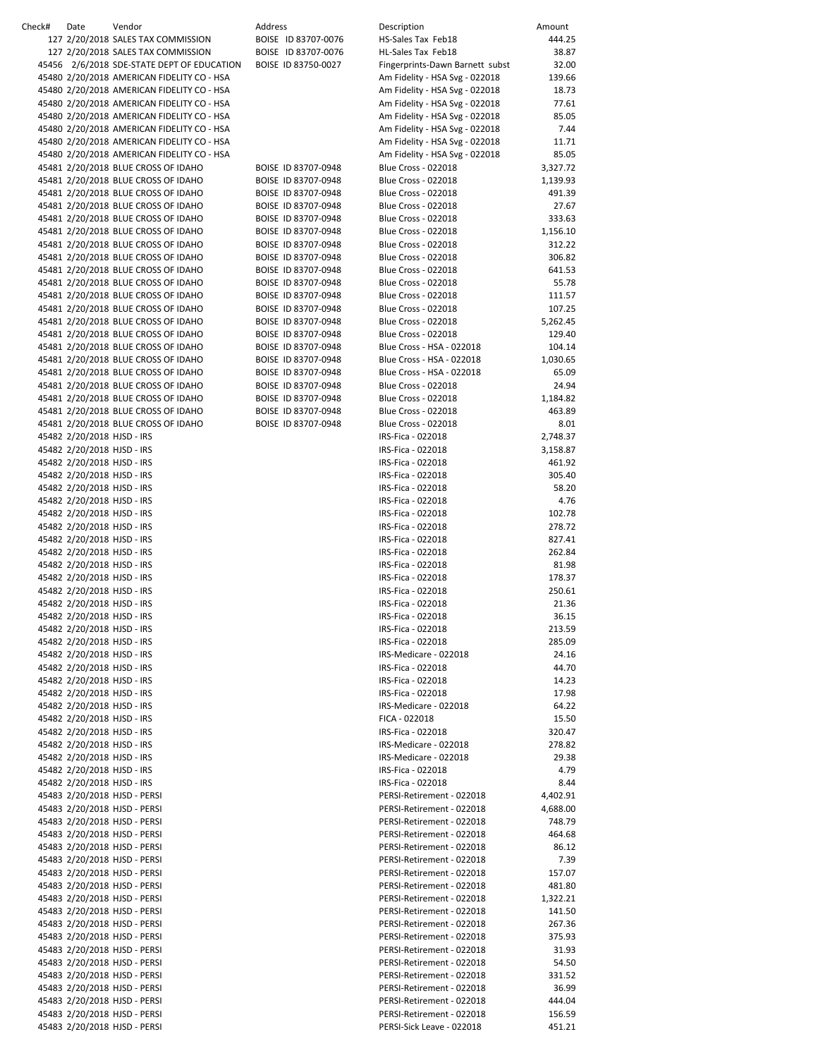| Check# | Date | Vendor | Address | Description | Amount |
|---|---|---|---|---|---|
| 127 | 2/20/2018 | SALES TAX COMMISSION | BOISE ID 83707-0076 | HS-Sales Tax Feb18 | 444.25 |
| 127 | 2/20/2018 | SALES TAX COMMISSION | BOISE ID 83707-0076 | HL-Sales Tax Feb18 | 38.87 |
| 45456 | 2/6/2018 | SDE-STATE DEPT OF EDUCATION | BOISE ID 83750-0027 | Fingerprints-Dawn Barnett subst | 32.00 |
| 45480 | 2/20/2018 | AMERICAN FIDELITY CO - HSA | | Am Fidelity - HSA Svg - 022018 | 139.66 |
| 45480 | 2/20/2018 | AMERICAN FIDELITY CO - HSA | | Am Fidelity - HSA Svg - 022018 | 18.73 |
| 45480 | 2/20/2018 | AMERICAN FIDELITY CO - HSA | | Am Fidelity - HSA Svg - 022018 | 77.61 |
| 45480 | 2/20/2018 | AMERICAN FIDELITY CO - HSA | | Am Fidelity - HSA Svg - 022018 | 85.05 |
| 45480 | 2/20/2018 | AMERICAN FIDELITY CO - HSA | | Am Fidelity - HSA Svg - 022018 | 7.44 |
| 45480 | 2/20/2018 | AMERICAN FIDELITY CO - HSA | | Am Fidelity - HSA Svg - 022018 | 11.71 |
| 45480 | 2/20/2018 | AMERICAN FIDELITY CO - HSA | | Am Fidelity - HSA Svg - 022018 | 85.05 |
| 45481 | 2/20/2018 | BLUE CROSS OF IDAHO | BOISE ID 83707-0948 | Blue Cross - 022018 | 3,327.72 |
| 45481 | 2/20/2018 | BLUE CROSS OF IDAHO | BOISE ID 83707-0948 | Blue Cross - 022018 | 1,139.93 |
| 45481 | 2/20/2018 | BLUE CROSS OF IDAHO | BOISE ID 83707-0948 | Blue Cross - 022018 | 491.39 |
| 45481 | 2/20/2018 | BLUE CROSS OF IDAHO | BOISE ID 83707-0948 | Blue Cross - 022018 | 27.67 |
| 45481 | 2/20/2018 | BLUE CROSS OF IDAHO | BOISE ID 83707-0948 | Blue Cross - 022018 | 333.63 |
| 45481 | 2/20/2018 | BLUE CROSS OF IDAHO | BOISE ID 83707-0948 | Blue Cross - 022018 | 1,156.10 |
| 45481 | 2/20/2018 | BLUE CROSS OF IDAHO | BOISE ID 83707-0948 | Blue Cross - 022018 | 312.22 |
| 45481 | 2/20/2018 | BLUE CROSS OF IDAHO | BOISE ID 83707-0948 | Blue Cross - 022018 | 306.82 |
| 45481 | 2/20/2018 | BLUE CROSS OF IDAHO | BOISE ID 83707-0948 | Blue Cross - 022018 | 641.53 |
| 45481 | 2/20/2018 | BLUE CROSS OF IDAHO | BOISE ID 83707-0948 | Blue Cross - 022018 | 55.78 |
| 45481 | 2/20/2018 | BLUE CROSS OF IDAHO | BOISE ID 83707-0948 | Blue Cross - 022018 | 111.57 |
| 45481 | 2/20/2018 | BLUE CROSS OF IDAHO | BOISE ID 83707-0948 | Blue Cross - 022018 | 107.25 |
| 45481 | 2/20/2018 | BLUE CROSS OF IDAHO | BOISE ID 83707-0948 | Blue Cross - 022018 | 5,262.45 |
| 45481 | 2/20/2018 | BLUE CROSS OF IDAHO | BOISE ID 83707-0948 | Blue Cross - 022018 | 129.40 |
| 45481 | 2/20/2018 | BLUE CROSS OF IDAHO | BOISE ID 83707-0948 | Blue Cross - HSA - 022018 | 104.14 |
| 45481 | 2/20/2018 | BLUE CROSS OF IDAHO | BOISE ID 83707-0948 | Blue Cross - HSA - 022018 | 1,030.65 |
| 45481 | 2/20/2018 | BLUE CROSS OF IDAHO | BOISE ID 83707-0948 | Blue Cross - HSA - 022018 | 65.09 |
| 45481 | 2/20/2018 | BLUE CROSS OF IDAHO | BOISE ID 83707-0948 | Blue Cross - 022018 | 24.94 |
| 45481 | 2/20/2018 | BLUE CROSS OF IDAHO | BOISE ID 83707-0948 | Blue Cross - 022018 | 1,184.82 |
| 45481 | 2/20/2018 | BLUE CROSS OF IDAHO | BOISE ID 83707-0948 | Blue Cross - 022018 | 463.89 |
| 45481 | 2/20/2018 | BLUE CROSS OF IDAHO | BOISE ID 83707-0948 | Blue Cross - 022018 | 8.01 |
| 45482 | 2/20/2018 | HJSD - IRS | | IRS-Fica - 022018 | 2,748.37 |
| 45482 | 2/20/2018 | HJSD - IRS | | IRS-Fica - 022018 | 3,158.87 |
| 45482 | 2/20/2018 | HJSD - IRS | | IRS-Fica - 022018 | 461.92 |
| 45482 | 2/20/2018 | HJSD - IRS | | IRS-Fica - 022018 | 305.40 |
| 45482 | 2/20/2018 | HJSD - IRS | | IRS-Fica - 022018 | 58.20 |
| 45482 | 2/20/2018 | HJSD - IRS | | IRS-Fica - 022018 | 4.76 |
| 45482 | 2/20/2018 | HJSD - IRS | | IRS-Fica - 022018 | 102.78 |
| 45482 | 2/20/2018 | HJSD - IRS | | IRS-Fica - 022018 | 278.72 |
| 45482 | 2/20/2018 | HJSD - IRS | | IRS-Fica - 022018 | 827.41 |
| 45482 | 2/20/2018 | HJSD - IRS | | IRS-Fica - 022018 | 262.84 |
| 45482 | 2/20/2018 | HJSD - IRS | | IRS-Fica - 022018 | 81.98 |
| 45482 | 2/20/2018 | HJSD - IRS | | IRS-Fica - 022018 | 178.37 |
| 45482 | 2/20/2018 | HJSD - IRS | | IRS-Fica - 022018 | 250.61 |
| 45482 | 2/20/2018 | HJSD - IRS | | IRS-Fica - 022018 | 21.36 |
| 45482 | 2/20/2018 | HJSD - IRS | | IRS-Fica - 022018 | 36.15 |
| 45482 | 2/20/2018 | HJSD - IRS | | IRS-Fica - 022018 | 213.59 |
| 45482 | 2/20/2018 | HJSD - IRS | | IRS-Fica - 022018 | 285.09 |
| 45482 | 2/20/2018 | HJSD - IRS | | IRS-Medicare - 022018 | 24.16 |
| 45482 | 2/20/2018 | HJSD - IRS | | IRS-Fica - 022018 | 44.70 |
| 45482 | 2/20/2018 | HJSD - IRS | | IRS-Fica - 022018 | 14.23 |
| 45482 | 2/20/2018 | HJSD - IRS | | IRS-Fica - 022018 | 17.98 |
| 45482 | 2/20/2018 | HJSD - IRS | | IRS-Medicare - 022018 | 64.22 |
| 45482 | 2/20/2018 | HJSD - IRS | | FICA - 022018 | 15.50 |
| 45482 | 2/20/2018 | HJSD - IRS | | IRS-Fica - 022018 | 320.47 |
| 45482 | 2/20/2018 | HJSD - IRS | | IRS-Medicare - 022018 | 278.82 |
| 45482 | 2/20/2018 | HJSD - IRS | | IRS-Medicare - 022018 | 29.38 |
| 45482 | 2/20/2018 | HJSD - IRS | | IRS-Fica - 022018 | 4.79 |
| 45482 | 2/20/2018 | HJSD - IRS | | IRS-Fica - 022018 | 8.44 |
| 45483 | 2/20/2018 | HJSD - PERSI | | PERSI-Retirement - 022018 | 4,402.91 |
| 45483 | 2/20/2018 | HJSD - PERSI | | PERSI-Retirement - 022018 | 4,688.00 |
| 45483 | 2/20/2018 | HJSD - PERSI | | PERSI-Retirement - 022018 | 748.79 |
| 45483 | 2/20/2018 | HJSD - PERSI | | PERSI-Retirement - 022018 | 464.68 |
| 45483 | 2/20/2018 | HJSD - PERSI | | PERSI-Retirement - 022018 | 86.12 |
| 45483 | 2/20/2018 | HJSD - PERSI | | PERSI-Retirement - 022018 | 7.39 |
| 45483 | 2/20/2018 | HJSD - PERSI | | PERSI-Retirement - 022018 | 157.07 |
| 45483 | 2/20/2018 | HJSD - PERSI | | PERSI-Retirement - 022018 | 481.80 |
| 45483 | 2/20/2018 | HJSD - PERSI | | PERSI-Retirement - 022018 | 1,322.21 |
| 45483 | 2/20/2018 | HJSD - PERSI | | PERSI-Retirement - 022018 | 141.50 |
| 45483 | 2/20/2018 | HJSD - PERSI | | PERSI-Retirement - 022018 | 267.36 |
| 45483 | 2/20/2018 | HJSD - PERSI | | PERSI-Retirement - 022018 | 375.93 |
| 45483 | 2/20/2018 | HJSD - PERSI | | PERSI-Retirement - 022018 | 31.93 |
| 45483 | 2/20/2018 | HJSD - PERSI | | PERSI-Retirement - 022018 | 54.50 |
| 45483 | 2/20/2018 | HJSD - PERSI | | PERSI-Retirement - 022018 | 331.52 |
| 45483 | 2/20/2018 | HJSD - PERSI | | PERSI-Retirement - 022018 | 36.99 |
| 45483 | 2/20/2018 | HJSD - PERSI | | PERSI-Retirement - 022018 | 444.04 |
| 45483 | 2/20/2018 | HJSD - PERSI | | PERSI-Retirement - 022018 | 156.59 |
| 45483 | 2/20/2018 | HJSD - PERSI | | PERSI-Sick Leave - 022018 | 451.21 |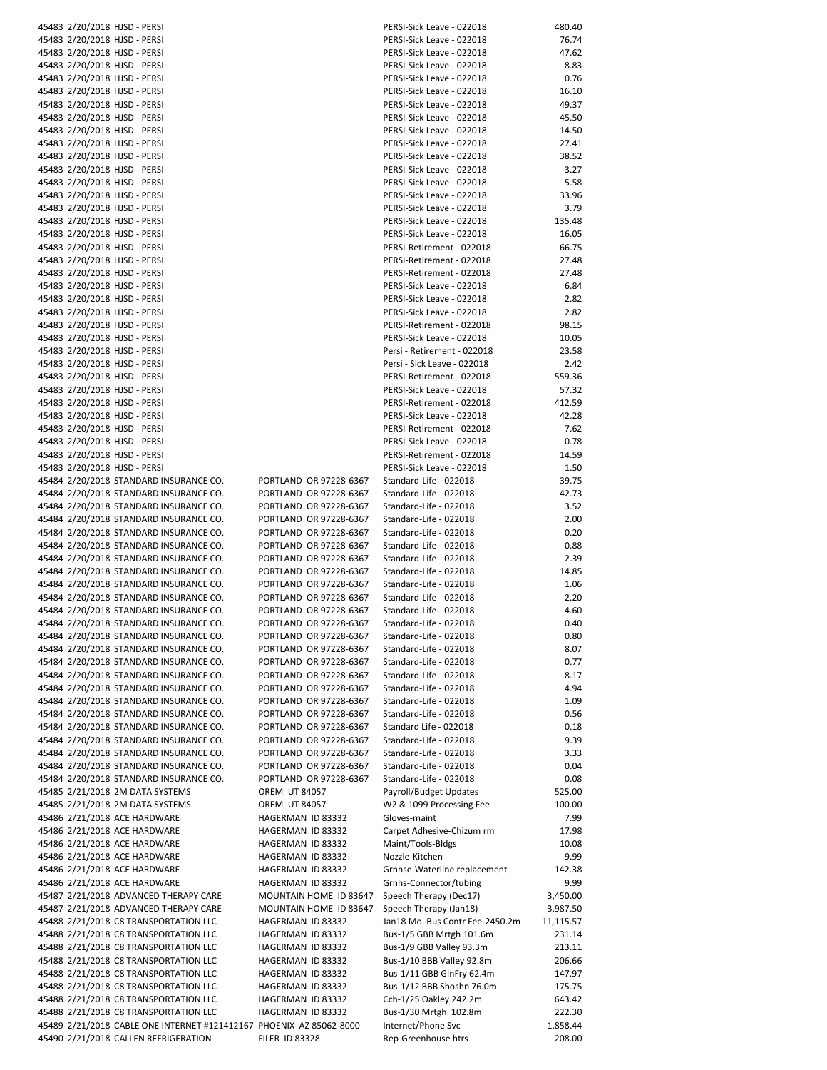| | | | | | |
|---|---|---|---|---|---|
| 45483 | 2/20/2018 | HJSD - PERSI | | PERSI-Sick Leave - 022018 | 480.40 |
| 45483 | 2/20/2018 | HJSD - PERSI | | PERSI-Sick Leave - 022018 | 76.74 |
| 45483 | 2/20/2018 | HJSD - PERSI | | PERSI-Sick Leave - 022018 | 47.62 |
| 45483 | 2/20/2018 | HJSD - PERSI | | PERSI-Sick Leave - 022018 | 8.83 |
| 45483 | 2/20/2018 | HJSD - PERSI | | PERSI-Sick Leave - 022018 | 0.76 |
| 45483 | 2/20/2018 | HJSD - PERSI | | PERSI-Sick Leave - 022018 | 16.10 |
| 45483 | 2/20/2018 | HJSD - PERSI | | PERSI-Sick Leave - 022018 | 49.37 |
| 45483 | 2/20/2018 | HJSD - PERSI | | PERSI-Sick Leave - 022018 | 45.50 |
| 45483 | 2/20/2018 | HJSD - PERSI | | PERSI-Sick Leave - 022018 | 14.50 |
| 45483 | 2/20/2018 | HJSD - PERSI | | PERSI-Sick Leave - 022018 | 27.41 |
| 45483 | 2/20/2018 | HJSD - PERSI | | PERSI-Sick Leave - 022018 | 38.52 |
| 45483 | 2/20/2018 | HJSD - PERSI | | PERSI-Sick Leave - 022018 | 3.27 |
| 45483 | 2/20/2018 | HJSD - PERSI | | PERSI-Sick Leave - 022018 | 5.58 |
| 45483 | 2/20/2018 | HJSD - PERSI | | PERSI-Sick Leave - 022018 | 33.96 |
| 45483 | 2/20/2018 | HJSD - PERSI | | PERSI-Sick Leave - 022018 | 3.79 |
| 45483 | 2/20/2018 | HJSD - PERSI | | PERSI-Sick Leave - 022018 | 135.48 |
| 45483 | 2/20/2018 | HJSD - PERSI | | PERSI-Sick Leave - 022018 | 16.05 |
| 45483 | 2/20/2018 | HJSD - PERSI | | PERSI-Retirement - 022018 | 66.75 |
| 45483 | 2/20/2018 | HJSD - PERSI | | PERSI-Retirement - 022018 | 27.48 |
| 45483 | 2/20/2018 | HJSD - PERSI | | PERSI-Retirement - 022018 | 27.48 |
| 45483 | 2/20/2018 | HJSD - PERSI | | PERSI-Sick Leave - 022018 | 6.84 |
| 45483 | 2/20/2018 | HJSD - PERSI | | PERSI-Sick Leave - 022018 | 2.82 |
| 45483 | 2/20/2018 | HJSD - PERSI | | PERSI-Sick Leave - 022018 | 2.82 |
| 45483 | 2/20/2018 | HJSD - PERSI | | PERSI-Retirement - 022018 | 98.15 |
| 45483 | 2/20/2018 | HJSD - PERSI | | PERSI-Sick Leave - 022018 | 10.05 |
| 45483 | 2/20/2018 | HJSD - PERSI | | Persi - Retirement - 022018 | 23.58 |
| 45483 | 2/20/2018 | HJSD - PERSI | | Persi - Sick Leave - 022018 | 2.42 |
| 45483 | 2/20/2018 | HJSD - PERSI | | PERSI-Retirement - 022018 | 559.36 |
| 45483 | 2/20/2018 | HJSD - PERSI | | PERSI-Sick Leave - 022018 | 57.32 |
| 45483 | 2/20/2018 | HJSD - PERSI | | PERSI-Retirement - 022018 | 412.59 |
| 45483 | 2/20/2018 | HJSD - PERSI | | PERSI-Sick Leave - 022018 | 42.28 |
| 45483 | 2/20/2018 | HJSD - PERSI | | PERSI-Retirement - 022018 | 7.62 |
| 45483 | 2/20/2018 | HJSD - PERSI | | PERSI-Sick Leave - 022018 | 0.78 |
| 45483 | 2/20/2018 | HJSD - PERSI | | PERSI-Retirement - 022018 | 14.59 |
| 45483 | 2/20/2018 | HJSD - PERSI | | PERSI-Sick Leave - 022018 | 1.50 |
| 45484 | 2/20/2018 | STANDARD INSURANCE CO. | PORTLAND OR 97228-6367 | Standard-Life - 022018 | 39.75 |
| 45484 | 2/20/2018 | STANDARD INSURANCE CO. | PORTLAND OR 97228-6367 | Standard-Life - 022018 | 42.73 |
| 45484 | 2/20/2018 | STANDARD INSURANCE CO. | PORTLAND OR 97228-6367 | Standard-Life - 022018 | 3.52 |
| 45484 | 2/20/2018 | STANDARD INSURANCE CO. | PORTLAND OR 97228-6367 | Standard-Life - 022018 | 2.00 |
| 45484 | 2/20/2018 | STANDARD INSURANCE CO. | PORTLAND OR 97228-6367 | Standard-Life - 022018 | 0.20 |
| 45484 | 2/20/2018 | STANDARD INSURANCE CO. | PORTLAND OR 97228-6367 | Standard-Life - 022018 | 0.88 |
| 45484 | 2/20/2018 | STANDARD INSURANCE CO. | PORTLAND OR 97228-6367 | Standard-Life - 022018 | 2.39 |
| 45484 | 2/20/2018 | STANDARD INSURANCE CO. | PORTLAND OR 97228-6367 | Standard-Life - 022018 | 14.85 |
| 45484 | 2/20/2018 | STANDARD INSURANCE CO. | PORTLAND OR 97228-6367 | Standard-Life - 022018 | 1.06 |
| 45484 | 2/20/2018 | STANDARD INSURANCE CO. | PORTLAND OR 97228-6367 | Standard-Life - 022018 | 2.20 |
| 45484 | 2/20/2018 | STANDARD INSURANCE CO. | PORTLAND OR 97228-6367 | Standard-Life - 022018 | 4.60 |
| 45484 | 2/20/2018 | STANDARD INSURANCE CO. | PORTLAND OR 97228-6367 | Standard-Life - 022018 | 0.40 |
| 45484 | 2/20/2018 | STANDARD INSURANCE CO. | PORTLAND OR 97228-6367 | Standard-Life - 022018 | 0.80 |
| 45484 | 2/20/2018 | STANDARD INSURANCE CO. | PORTLAND OR 97228-6367 | Standard-Life - 022018 | 8.07 |
| 45484 | 2/20/2018 | STANDARD INSURANCE CO. | PORTLAND OR 97228-6367 | Standard-Life - 022018 | 0.77 |
| 45484 | 2/20/2018 | STANDARD INSURANCE CO. | PORTLAND OR 97228-6367 | Standard-Life - 022018 | 8.17 |
| 45484 | 2/20/2018 | STANDARD INSURANCE CO. | PORTLAND OR 97228-6367 | Standard-Life - 022018 | 4.94 |
| 45484 | 2/20/2018 | STANDARD INSURANCE CO. | PORTLAND OR 97228-6367 | Standard-Life - 022018 | 1.09 |
| 45484 | 2/20/2018 | STANDARD INSURANCE CO. | PORTLAND OR 97228-6367 | Standard-Life - 022018 | 0.56 |
| 45484 | 2/20/2018 | STANDARD INSURANCE CO. | PORTLAND OR 97228-6367 | Standard Life - 022018 | 0.18 |
| 45484 | 2/20/2018 | STANDARD INSURANCE CO. | PORTLAND OR 97228-6367 | Standard-Life - 022018 | 9.39 |
| 45484 | 2/20/2018 | STANDARD INSURANCE CO. | PORTLAND OR 97228-6367 | Standard-Life - 022018 | 3.33 |
| 45484 | 2/20/2018 | STANDARD INSURANCE CO. | PORTLAND OR 97228-6367 | Standard-Life - 022018 | 0.04 |
| 45484 | 2/20/2018 | STANDARD INSURANCE CO. | PORTLAND OR 97228-6367 | Standard-Life - 022018 | 0.08 |
| 45485 | 2/21/2018 | 2M DATA SYSTEMS | OREM UT 84057 | Payroll/Budget Updates | 525.00 |
| 45485 | 2/21/2018 | 2M DATA SYSTEMS | OREM UT 84057 | W2 & 1099 Processing Fee | 100.00 |
| 45486 | 2/21/2018 | ACE HARDWARE | HAGERMAN ID 83332 | Gloves-maint | 7.99 |
| 45486 | 2/21/2018 | ACE HARDWARE | HAGERMAN ID 83332 | Carpet Adhesive-Chizum rm | 17.98 |
| 45486 | 2/21/2018 | ACE HARDWARE | HAGERMAN ID 83332 | Maint/Tools-Bldgs | 10.08 |
| 45486 | 2/21/2018 | ACE HARDWARE | HAGERMAN ID 83332 | Nozzle-Kitchen | 9.99 |
| 45486 | 2/21/2018 | ACE HARDWARE | HAGERMAN ID 83332 | Grnhse-Waterline replacement | 142.38 |
| 45486 | 2/21/2018 | ACE HARDWARE | HAGERMAN ID 83332 | Grnhs-Connector/tubing | 9.99 |
| 45487 | 2/21/2018 | ADVANCED THERAPY CARE | MOUNTAIN HOME ID 83647 | Speech Therapy (Dec17) | 3,450.00 |
| 45487 | 2/21/2018 | ADVANCED THERAPY CARE | MOUNTAIN HOME ID 83647 | Speech Therapy (Jan18) | 3,987.50 |
| 45488 | 2/21/2018 | C8 TRANSPORTATION LLC | HAGERMAN ID 83332 | Jan18 Mo. Bus Contr Fee-2450.2m | 11,115.57 |
| 45488 | 2/21/2018 | C8 TRANSPORTATION LLC | HAGERMAN ID 83332 | Bus-1/5 GBB Mrtgh 101.6m | 231.14 |
| 45488 | 2/21/2018 | C8 TRANSPORTATION LLC | HAGERMAN ID 83332 | Bus-1/9 GBB Valley 93.3m | 213.11 |
| 45488 | 2/21/2018 | C8 TRANSPORTATION LLC | HAGERMAN ID 83332 | Bus-1/10 BBB Valley 92.8m | 206.66 |
| 45488 | 2/21/2018 | C8 TRANSPORTATION LLC | HAGERMAN ID 83332 | Bus-1/11 GBB GlnFry 62.4m | 147.97 |
| 45488 | 2/21/2018 | C8 TRANSPORTATION LLC | HAGERMAN ID 83332 | Bus-1/12 BBB Shoshn 76.0m | 175.75 |
| 45488 | 2/21/2018 | C8 TRANSPORTATION LLC | HAGERMAN ID 83332 | Cch-1/25 Oakley 242.2m | 643.42 |
| 45488 | 2/21/2018 | C8 TRANSPORTATION LLC | HAGERMAN ID 83332 | Bus-1/30 Mrtgh 102.8m | 222.30 |
| 45489 | 2/21/2018 | CABLE ONE INTERNET #121412167 | PHOENIX AZ 85062-8000 | Internet/Phone Svc | 1,858.44 |
| 45490 | 2/21/2018 | CALLEN REFRIGERATION | FILER ID 83328 | Rep-Greenhouse htrs | 208.00 |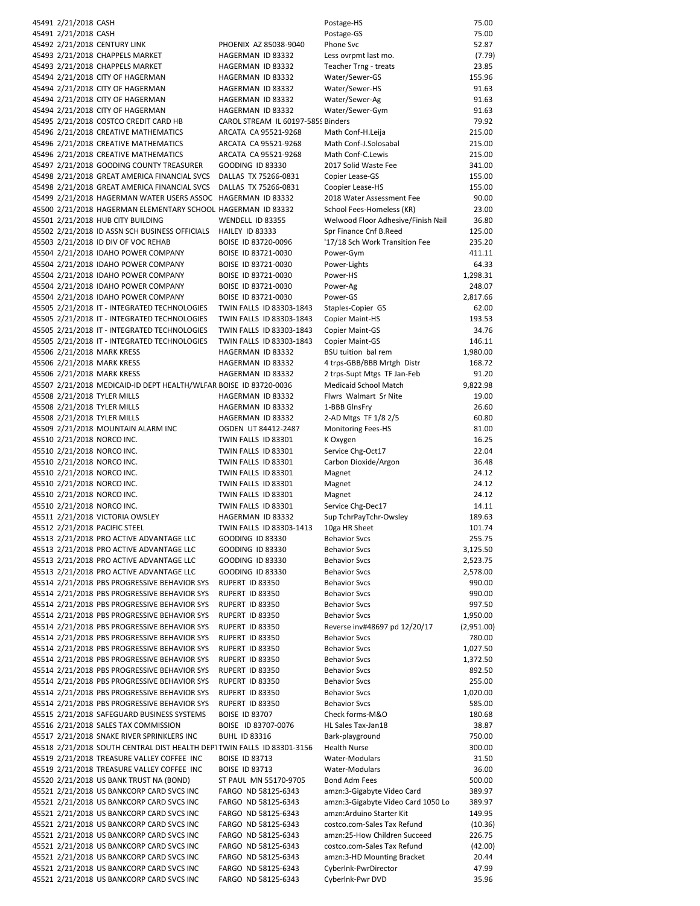| | | | | | |
|---|---|---|---|---|---|
| 45491 | 2/21/2018 | CASH | | Postage-HS | 75.00 |
| 45491 | 2/21/2018 | CASH | | Postage-GS | 75.00 |
| 45492 | 2/21/2018 | CENTURY LINK | PHOENIX AZ 85038-9040 | Phone Svc | 52.87 |
| 45493 | 2/21/2018 | CHAPPELS MARKET | HAGERMAN ID 83332 | Less ovrpmt last mo. | (7.79) |
| 45493 | 2/21/2018 | CHAPPELS MARKET | HAGERMAN ID 83332 | Teacher Trng - treats | 23.85 |
| 45494 | 2/21/2018 | CITY OF HAGERMAN | HAGERMAN ID 83332 | Water/Sewer-GS | 155.96 |
| 45494 | 2/21/2018 | CITY OF HAGERMAN | HAGERMAN ID 83332 | Water/Sewer-HS | 91.63 |
| 45494 | 2/21/2018 | CITY OF HAGERMAN | HAGERMAN ID 83332 | Water/Sewer-Ag | 91.63 |
| 45494 | 2/21/2018 | CITY OF HAGERMAN | HAGERMAN ID 83332 | Water/Sewer-Gym | 91.63 |
| 45495 | 2/21/2018 | COSTCO CREDIT CARD HB | CAROL STREAM IL 60197-5859 | Binders | 79.92 |
| 45496 | 2/21/2018 | CREATIVE MATHEMATICS | ARCATA CA 95521-9268 | Math Conf-H.Leija | 215.00 |
| 45496 | 2/21/2018 | CREATIVE MATHEMATICS | ARCATA CA 95521-9268 | Math Conf-J.Solosabal | 215.00 |
| 45496 | 2/21/2018 | CREATIVE MATHEMATICS | ARCATA CA 95521-9268 | Math Conf-C.Lewis | 215.00 |
| 45497 | 2/21/2018 | GOODING COUNTY TREASURER | GOODING ID 83330 | 2017 Solid Waste Fee | 341.00 |
| 45498 | 2/21/2018 | GREAT AMERICA FINANCIAL SVCS | DALLAS TX 75266-0831 | Copier Lease-GS | 155.00 |
| 45498 | 2/21/2018 | GREAT AMERICA FINANCIAL SVCS | DALLAS TX 75266-0831 | Coopier Lease-HS | 155.00 |
| 45499 | 2/21/2018 | HAGERMAN WATER USERS ASSOC | HAGERMAN ID 83332 | 2018 Water Assessment Fee | 90.00 |
| 45500 | 2/21/2018 | HAGERMAN ELEMENTARY SCHOOL | HAGERMAN ID 83332 | School Fees-Homeless (KR) | 23.00 |
| 45501 | 2/21/2018 | HUB CITY BUILDING | WENDELL ID 83355 | Welwood Floor Adhesive/Finish Nail | 36.80 |
| 45502 | 2/21/2018 | ID ASSN SCH BUSINESS OFFICIALS | HAILEY ID 83333 | Spr Finance Cnf B.Reed | 125.00 |
| 45503 | 2/21/2018 | ID DIV OF VOC REHAB | BOISE ID 83720-0096 | '17/18 Sch Work Transition Fee | 235.20 |
| 45504 | 2/21/2018 | IDAHO POWER COMPANY | BOISE ID 83721-0030 | Power-Gym | 411.11 |
| 45504 | 2/21/2018 | IDAHO POWER COMPANY | BOISE ID 83721-0030 | Power-Lights | 64.33 |
| 45504 | 2/21/2018 | IDAHO POWER COMPANY | BOISE ID 83721-0030 | Power-HS | 1,298.31 |
| 45504 | 2/21/2018 | IDAHO POWER COMPANY | BOISE ID 83721-0030 | Power-Ag | 248.07 |
| 45504 | 2/21/2018 | IDAHO POWER COMPANY | BOISE ID 83721-0030 | Power-GS | 2,817.66 |
| 45505 | 2/21/2018 | IT - INTEGRATED TECHNOLOGIES | TWIN FALLS ID 83303-1843 | Staples-Copier GS | 62.00 |
| 45505 | 2/21/2018 | IT - INTEGRATED TECHNOLOGIES | TWIN FALLS ID 83303-1843 | Copier Maint-HS | 193.53 |
| 45505 | 2/21/2018 | IT - INTEGRATED TECHNOLOGIES | TWIN FALLS ID 83303-1843 | Copier Maint-GS | 34.76 |
| 45505 | 2/21/2018 | IT - INTEGRATED TECHNOLOGIES | TWIN FALLS ID 83303-1843 | Copier Maint-GS | 146.11 |
| 45506 | 2/21/2018 | MARK KRESS | HAGERMAN ID 83332 | BSU tuition bal rem | 1,980.00 |
| 45506 | 2/21/2018 | MARK KRESS | HAGERMAN ID 83332 | 4 trps-GBB/BBB Mrtgh Distr | 168.72 |
| 45506 | 2/21/2018 | MARK KRESS | HAGERMAN ID 83332 | 2 trps-Supt Mtgs TF Jan-Feb | 91.20 |
| 45507 | 2/21/2018 | MEDICAID-ID DEPT HEALTH/WLFAR | BOISE ID 83720-0036 | Medicaid School Match | 9,822.98 |
| 45508 | 2/21/2018 | TYLER MILLS | HAGERMAN ID 83332 | Flwrs Walmart Sr Nite | 19.00 |
| 45508 | 2/21/2018 | TYLER MILLS | HAGERMAN ID 83332 | 1-BBB GlnsFry | 26.60 |
| 45508 | 2/21/2018 | TYLER MILLS | HAGERMAN ID 83332 | 2-AD Mtgs TF 1/8 2/5 | 60.80 |
| 45509 | 2/21/2018 | MOUNTAIN ALARM INC | OGDEN UT 84412-2487 | Monitoring Fees-HS | 81.00 |
| 45510 | 2/21/2018 | NORCO INC. | TWIN FALLS ID 83301 | K Oxygen | 16.25 |
| 45510 | 2/21/2018 | NORCO INC. | TWIN FALLS ID 83301 | Service Chg-Oct17 | 22.04 |
| 45510 | 2/21/2018 | NORCO INC. | TWIN FALLS ID 83301 | Carbon Dioxide/Argon | 36.48 |
| 45510 | 2/21/2018 | NORCO INC. | TWIN FALLS ID 83301 | Magnet | 24.12 |
| 45510 | 2/21/2018 | NORCO INC. | TWIN FALLS ID 83301 | Magnet | 24.12 |
| 45510 | 2/21/2018 | NORCO INC. | TWIN FALLS ID 83301 | Magnet | 24.12 |
| 45510 | 2/21/2018 | NORCO INC. | TWIN FALLS ID 83301 | Service Chg-Dec17 | 14.11 |
| 45511 | 2/21/2018 | VICTORIA OWSLEY | HAGERMAN ID 83332 | Sup TchrPayTchr-Owsley | 189.63 |
| 45512 | 2/21/2018 | PACIFIC STEEL | TWIN FALLS ID 83303-1413 | 10ga HR Sheet | 101.74 |
| 45513 | 2/21/2018 | PRO ACTIVE ADVANTAGE LLC | GOODING ID 83330 | Behavior Svcs | 255.75 |
| 45513 | 2/21/2018 | PRO ACTIVE ADVANTAGE LLC | GOODING ID 83330 | Behavior Svcs | 3,125.50 |
| 45513 | 2/21/2018 | PRO ACTIVE ADVANTAGE LLC | GOODING ID 83330 | Behavior Svcs | 2,523.75 |
| 45513 | 2/21/2018 | PRO ACTIVE ADVANTAGE LLC | GOODING ID 83330 | Behavior Svcs | 2,578.00 |
| 45514 | 2/21/2018 | PBS PROGRESSIVE BEHAVIOR SYS | RUPERT ID 83350 | Behavior Svcs | 990.00 |
| 45514 | 2/21/2018 | PBS PROGRESSIVE BEHAVIOR SYS | RUPERT ID 83350 | Behavior Svcs | 990.00 |
| 45514 | 2/21/2018 | PBS PROGRESSIVE BEHAVIOR SYS | RUPERT ID 83350 | Behavior Svcs | 997.50 |
| 45514 | 2/21/2018 | PBS PROGRESSIVE BEHAVIOR SYS | RUPERT ID 83350 | Behavior Svcs | 1,950.00 |
| 45514 | 2/21/2018 | PBS PROGRESSIVE BEHAVIOR SYS | RUPERT ID 83350 | Reverse inv#48697 pd 12/20/17 | (2,951.00) |
| 45514 | 2/21/2018 | PBS PROGRESSIVE BEHAVIOR SYS | RUPERT ID 83350 | Behavior Svcs | 780.00 |
| 45514 | 2/21/2018 | PBS PROGRESSIVE BEHAVIOR SYS | RUPERT ID 83350 | Behavior Svcs | 1,027.50 |
| 45514 | 2/21/2018 | PBS PROGRESSIVE BEHAVIOR SYS | RUPERT ID 83350 | Behavior Svcs | 1,372.50 |
| 45514 | 2/21/2018 | PBS PROGRESSIVE BEHAVIOR SYS | RUPERT ID 83350 | Behavior Svcs | 892.50 |
| 45514 | 2/21/2018 | PBS PROGRESSIVE BEHAVIOR SYS | RUPERT ID 83350 | Behavior Svcs | 255.00 |
| 45514 | 2/21/2018 | PBS PROGRESSIVE BEHAVIOR SYS | RUPERT ID 83350 | Behavior Svcs | 1,020.00 |
| 45514 | 2/21/2018 | PBS PROGRESSIVE BEHAVIOR SYS | RUPERT ID 83350 | Behavior Svcs | 585.00 |
| 45515 | 2/21/2018 | SAFEGUARD BUSINESS SYSTEMS | BOISE ID 83707 | Check forms-M&O | 180.68 |
| 45516 | 2/21/2018 | SALES TAX COMMISSION | BOISE ID 83707-0076 | HL Sales Tax-Jan18 | 38.87 |
| 45517 | 2/21/2018 | SNAKE RIVER SPRINKLERS INC | BUHL ID 83316 | Bark-playground | 750.00 |
| 45518 | 2/21/2018 | SOUTH CENTRAL DIST HEALTH DEPT | TWIN FALLS ID 83301-3156 | Health Nurse | 300.00 |
| 45519 | 2/21/2018 | TREASURE VALLEY COFFEE INC | BOISE ID 83713 | Water-Modulars | 31.50 |
| 45519 | 2/21/2018 | TREASURE VALLEY COFFEE INC | BOISE ID 83713 | Water-Modulars | 36.00 |
| 45520 | 2/21/2018 | US BANK TRUST NA (BOND) | ST PAUL MN 55170-9705 | Bond Adm Fees | 500.00 |
| 45521 | 2/21/2018 | US BANKCORP CARD SVCS INC | FARGO ND 58125-6343 | amzn:3-Gigabyte Video Card | 389.97 |
| 45521 | 2/21/2018 | US BANKCORP CARD SVCS INC | FARGO ND 58125-6343 | amzn:3-Gigabyte Video Card 1050 Lo | 389.97 |
| 45521 | 2/21/2018 | US BANKCORP CARD SVCS INC | FARGO ND 58125-6343 | amzn:Arduino Starter Kit | 149.95 |
| 45521 | 2/21/2018 | US BANKCORP CARD SVCS INC | FARGO ND 58125-6343 | costco.com-Sales Tax Refund | (10.36) |
| 45521 | 2/21/2018 | US BANKCORP CARD SVCS INC | FARGO ND 58125-6343 | amzn:25-How Children Succeed | 226.75 |
| 45521 | 2/21/2018 | US BANKCORP CARD SVCS INC | FARGO ND 58125-6343 | costco.com-Sales Tax Refund | (42.00) |
| 45521 | 2/21/2018 | US BANKCORP CARD SVCS INC | FARGO ND 58125-6343 | amzn:3-HD Mounting Bracket | 20.44 |
| 45521 | 2/21/2018 | US BANKCORP CARD SVCS INC | FARGO ND 58125-6343 | CyberInk-PwrDirector | 47.99 |
| 45521 | 2/21/2018 | US BANKCORP CARD SVCS INC | FARGO ND 58125-6343 | CyberInk-Pwr DVD | 35.96 |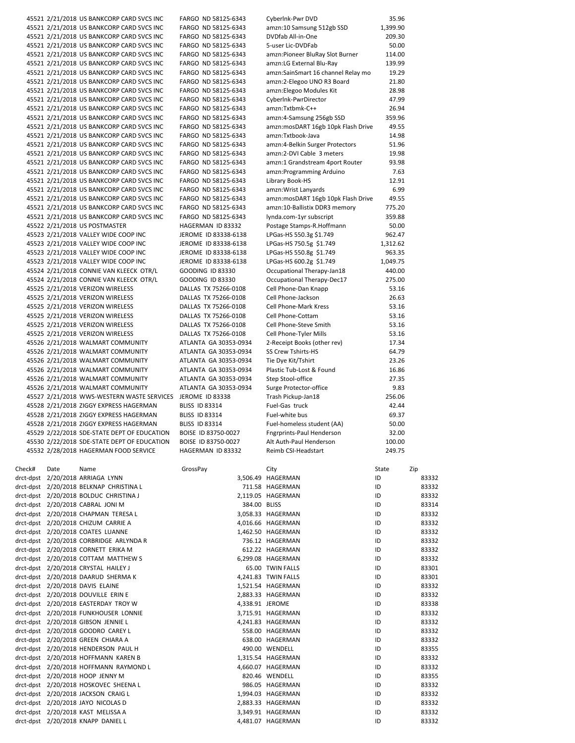| | | | | | |
|---|---|---|---|---|---|
| 45521 | 2/21/2018 | US BANKCORP CARD SVCS INC | FARGO ND 58125-6343 | CyberInk-Pwr DVD | 35.96 |
| 45521 | 2/21/2018 | US BANKCORP CARD SVCS INC | FARGO ND 58125-6343 | amzn:10 Samsung 512gb SSD | 1,399.90 |
| 45521 | 2/21/2018 | US BANKCORP CARD SVCS INC | FARGO ND 58125-6343 | DVDfab All-in-One | 209.30 |
| 45521 | 2/21/2018 | US BANKCORP CARD SVCS INC | FARGO ND 58125-6343 | 5-user Lic-DVDFab | 50.00 |
| 45521 | 2/21/2018 | US BANKCORP CARD SVCS INC | FARGO ND 58125-6343 | amzn:Pioneer BluRay Slot Burner | 114.00 |
| 45521 | 2/21/2018 | US BANKCORP CARD SVCS INC | FARGO ND 58125-6343 | amzn:LG External Blu-Ray | 139.99 |
| 45521 | 2/21/2018 | US BANKCORP CARD SVCS INC | FARGO ND 58125-6343 | amzn:SainSmart 16 channel Relay mo | 19.29 |
| 45521 | 2/21/2018 | US BANKCORP CARD SVCS INC | FARGO ND 58125-6343 | amzn:2-Elegoo UNO R3 Board | 21.80 |
| 45521 | 2/21/2018 | US BANKCORP CARD SVCS INC | FARGO ND 58125-6343 | amzn:Elegoo Modules Kit | 28.98 |
| 45521 | 2/21/2018 | US BANKCORP CARD SVCS INC | FARGO ND 58125-6343 | CyberInk-PwrDirector | 47.99 |
| 45521 | 2/21/2018 | US BANKCORP CARD SVCS INC | FARGO ND 58125-6343 | amzn:Txtbmk-C++ | 26.94 |
| 45521 | 2/21/2018 | US BANKCORP CARD SVCS INC | FARGO ND 58125-6343 | amzn:4-Samsung 256gb SSD | 359.96 |
| 45521 | 2/21/2018 | US BANKCORP CARD SVCS INC | FARGO ND 58125-6343 | amzn:mosDART 16gb 10pk Flash Drive | 49.55 |
| 45521 | 2/21/2018 | US BANKCORP CARD SVCS INC | FARGO ND 58125-6343 | amzn:Txtbook-Java | 14.98 |
| 45521 | 2/21/2018 | US BANKCORP CARD SVCS INC | FARGO ND 58125-6343 | amzn:4-Belkin Surger Protectors | 51.96 |
| 45521 | 2/21/2018 | US BANKCORP CARD SVCS INC | FARGO ND 58125-6343 | amzn:2-DVI Cable 3 meters | 19.98 |
| 45521 | 2/21/2018 | US BANKCORP CARD SVCS INC | FARGO ND 58125-6343 | amzn:1 Grandstream 4port Router | 93.98 |
| 45521 | 2/21/2018 | US BANKCORP CARD SVCS INC | FARGO ND 58125-6343 | amzn:Programming Arduino | 7.63 |
| 45521 | 2/21/2018 | US BANKCORP CARD SVCS INC | FARGO ND 58125-6343 | Library Book-HS | 12.91 |
| 45521 | 2/21/2018 | US BANKCORP CARD SVCS INC | FARGO ND 58125-6343 | amzn:Wrist Lanyards | 6.99 |
| 45521 | 2/21/2018 | US BANKCORP CARD SVCS INC | FARGO ND 58125-6343 | amzn:mosDART 16gb 10pk Flash Drive | 49.55 |
| 45521 | 2/21/2018 | US BANKCORP CARD SVCS INC | FARGO ND 58125-6343 | amzn:10-Ballistix DDR3 memory | 775.20 |
| 45521 | 2/21/2018 | US BANKCORP CARD SVCS INC | FARGO ND 58125-6343 | lynda.com-1yr subscript | 359.88 |
| 45522 | 2/21/2018 | US POSTMASTER | HAGERMAN ID 83332 | Postage Stamps-R.Hoffmann | 50.00 |
| 45523 | 2/21/2018 | VALLEY WIDE COOP INC | JEROME ID 83338-6138 | LPGas-HS 550.3g $1.749 | 962.47 |
| 45523 | 2/21/2018 | VALLEY WIDE COOP INC | JEROME ID 83338-6138 | LPGas-HS 750.5g $1.749 | 1,312.62 |
| 45523 | 2/21/2018 | VALLEY WIDE COOP INC | JEROME ID 83338-6138 | LPGas-HS 550.8g $1.749 | 963.35 |
| 45523 | 2/21/2018 | VALLEY WIDE COOP INC | JEROME ID 83338-6138 | LPGas-HS 600.2g $1.749 | 1,049.75 |
| 45524 | 2/21/2018 | CONNIE VAN KLEECK OTR/L | GOODING ID 83330 | Occupational Therapy-Jan18 | 440.00 |
| 45524 | 2/21/2018 | CONNIE VAN KLEECK OTR/L | GOODING ID 83330 | Occupational Therapy-Dec17 | 275.00 |
| 45525 | 2/21/2018 | VERIZON WIRELESS | DALLAS TX 75266-0108 | Cell Phone-Dan Knapp | 53.16 |
| 45525 | 2/21/2018 | VERIZON WIRELESS | DALLAS TX 75266-0108 | Cell Phone-Jackson | 26.63 |
| 45525 | 2/21/2018 | VERIZON WIRELESS | DALLAS TX 75266-0108 | Cell Phone-Mark Kress | 53.16 |
| 45525 | 2/21/2018 | VERIZON WIRELESS | DALLAS TX 75266-0108 | Cell Phone-Cottam | 53.16 |
| 45525 | 2/21/2018 | VERIZON WIRELESS | DALLAS TX 75266-0108 | Cell Phone-Steve Smith | 53.16 |
| 45525 | 2/21/2018 | VERIZON WIRELESS | DALLAS TX 75266-0108 | Cell Phone-Tyler Mills | 53.16 |
| 45526 | 2/21/2018 | WALMART COMMUNITY | ATLANTA GA 30353-0934 | 2-Receipt Books (other rev) | 17.34 |
| 45526 | 2/21/2018 | WALMART COMMUNITY | ATLANTA GA 30353-0934 | SS Crew Tshirts-HS | 64.79 |
| 45526 | 2/21/2018 | WALMART COMMUNITY | ATLANTA GA 30353-0934 | Tie Dye Kit/Tshirt | 23.26 |
| 45526 | 2/21/2018 | WALMART COMMUNITY | ATLANTA GA 30353-0934 | Plastic Tub-Lost & Found | 16.86 |
| 45526 | 2/21/2018 | WALMART COMMUNITY | ATLANTA GA 30353-0934 | Step Stool-office | 27.35 |
| 45526 | 2/21/2018 | WALMART COMMUNITY | ATLANTA GA 30353-0934 | Surge Protector-office | 9.83 |
| 45527 | 2/21/2018 | WWS-WESTERN WASTE SERVICES | JEROME ID 83338 | Trash Pickup-Jan18 | 256.06 |
| 45528 | 2/21/2018 | ZIGGY EXPRESS HAGERMAN | BLISS ID 83314 | Fuel-Gas truck | 42.44 |
| 45528 | 2/21/2018 | ZIGGY EXPRESS HAGERMAN | BLISS ID 83314 | Fuel-white bus | 69.37 |
| 45528 | 2/21/2018 | ZIGGY EXPRESS HAGERMAN | BLISS ID 83314 | Fuel-homeless student (AA) | 50.00 |
| 45529 | 2/22/2018 | SDE-STATE DEPT OF EDUCATION | BOISE ID 83750-0027 | Fngrprints-Paul Henderson | 32.00 |
| 45530 | 2/22/2018 | SDE-STATE DEPT OF EDUCATION | BOISE ID 83750-0027 | Alt Auth-Paul Henderson | 100.00 |
| 45532 | 2/28/2018 | HAGERMAN FOOD SERVICE | HAGERMAN ID 83332 | Reimb CSI-Headstart | 249.75 |

| Check# | Date | Name | GrossPay | City | State | Zip |
|---|---|---|---|---|---|---|
| drct-dpst | 2/20/2018 | ARRIAGA LYNN | 3,506.49 | HAGERMAN | ID | 83332 |
| drct-dpst | 2/20/2018 | BELKNAP CHRISTINA L | 711.58 | HAGERMAN | ID | 83332 |
| drct-dpst | 2/20/2018 | BOLDUC CHRISTINA J | 2,119.05 | HAGERMAN | ID | 83332 |
| drct-dpst | 2/20/2018 | CABRAL JONI M | 384.00 | BLISS | ID | 83314 |
| drct-dpst | 2/20/2018 | CHAPMAN TERESA L | 3,058.33 | HAGERMAN | ID | 83332 |
| drct-dpst | 2/20/2018 | CHIZUM CARRIE A | 4,016.66 | HAGERMAN | ID | 83332 |
| drct-dpst | 2/20/2018 | COATES LUANNE | 1,462.50 | HAGERMAN | ID | 83332 |
| drct-dpst | 2/20/2018 | CORBRIDGE ARLYNDA R | 736.12 | HAGERMAN | ID | 83332 |
| drct-dpst | 2/20/2018 | CORNETT ERIKA M | 612.22 | HAGERMAN | ID | 83332 |
| drct-dpst | 2/20/2018 | COTTAM MATTHEW S | 6,299.08 | HAGERMAN | ID | 83332 |
| drct-dpst | 2/20/2018 | CRYSTAL HAILEY J | 65.00 | TWIN FALLS | ID | 83301 |
| drct-dpst | 2/20/2018 | DAARUD SHERMA K | 4,241.83 | TWIN FALLS | ID | 83301 |
| drct-dpst | 2/20/2018 | DAVIS ELAINE | 1,521.54 | HAGERMAN | ID | 83332 |
| drct-dpst | 2/20/2018 | DOUVILLE ERIN E | 2,883.33 | HAGERMAN | ID | 83332 |
| drct-dpst | 2/20/2018 | EASTERDAY TROY W | 4,338.91 | JEROME | ID | 83338 |
| drct-dpst | 2/20/2018 | FUNKHOUSER LONNIE | 3,715.91 | HAGERMAN | ID | 83332 |
| drct-dpst | 2/20/2018 | GIBSON JENNIE L | 4,241.83 | HAGERMAN | ID | 83332 |
| drct-dpst | 2/20/2018 | GOODRO CAREY L | 558.00 | HAGERMAN | ID | 83332 |
| drct-dpst | 2/20/2018 | GREEN CHIARA A | 638.00 | HAGERMAN | ID | 83332 |
| drct-dpst | 2/20/2018 | HENDERSON PAUL H | 490.00 | WENDELL | ID | 83355 |
| drct-dpst | 2/20/2018 | HOFFMANN KAREN B | 1,315.54 | HAGERMAN | ID | 83332 |
| drct-dpst | 2/20/2018 | HOFFMANN RAYMOND L | 4,660.07 | HAGERMAN | ID | 83332 |
| drct-dpst | 2/20/2018 | HOOP JENNY M | 820.46 | WENDELL | ID | 83355 |
| drct-dpst | 2/20/2018 | HOSKOVEC SHEENA L | 986.05 | HAGERMAN | ID | 83332 |
| drct-dpst | 2/20/2018 | JACKSON CRAIG L | 1,994.03 | HAGERMAN | ID | 83332 |
| drct-dpst | 2/20/2018 | JAYO NICOLAS D | 2,883.33 | HAGERMAN | ID | 83332 |
| drct-dpst | 2/20/2018 | KAST MELISSA A | 3,349.91 | HAGERMAN | ID | 83332 |
| drct-dpst | 2/20/2018 | KNAPP DANIEL L | 4,481.07 | HAGERMAN | ID | 83332 |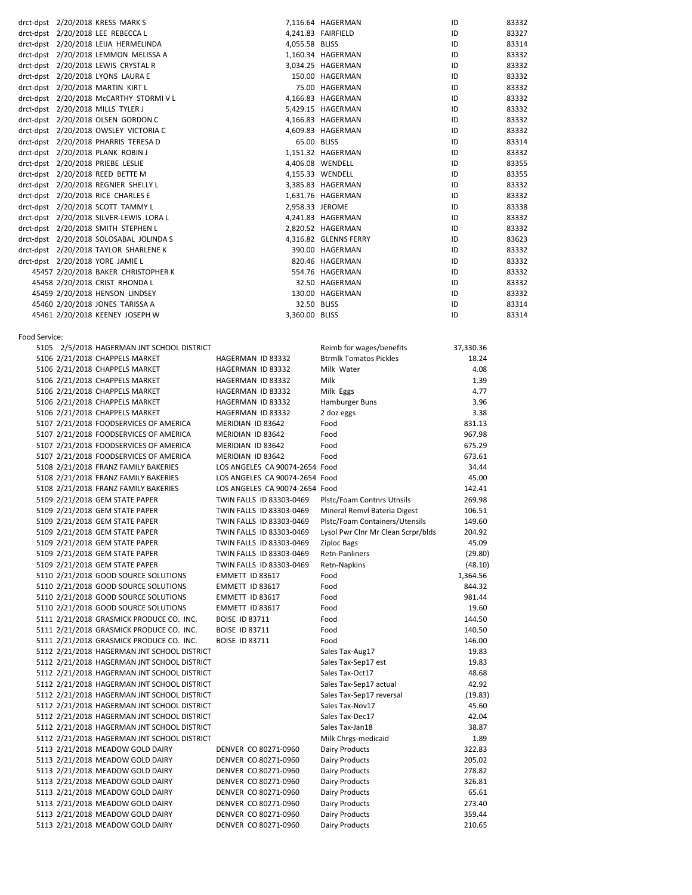| | | | | | | |
|---|---|---|---|---|---|---|
| drct-dpst | 2/20/2018 | KRESS MARK S | 7,116.64 | HAGERMAN | ID | 83332 |
| drct-dpst | 2/20/2018 | LEE REBECCA L | 4,241.83 | FAIRFIELD | ID | 83327 |
| drct-dpst | 2/20/2018 | LEIJA HERMELINDA | 4,055.58 | BLISS | ID | 83314 |
| drct-dpst | 2/20/2018 | LEMMON MELISSA A | 1,160.34 | HAGERMAN | ID | 83332 |
| drct-dpst | 2/20/2018 | LEWIS CRYSTAL R | 3,034.25 | HAGERMAN | ID | 83332 |
| drct-dpst | 2/20/2018 | LYONS LAURA E | 150.00 | HAGERMAN | ID | 83332 |
| drct-dpst | 2/20/2018 | MARTIN KIRT L | 75.00 | HAGERMAN | ID | 83332 |
| drct-dpst | 2/20/2018 | McCARTHY STORMI V L | 4,166.83 | HAGERMAN | ID | 83332 |
| drct-dpst | 2/20/2018 | MILLS TYLER J | 5,429.15 | HAGERMAN | ID | 83332 |
| drct-dpst | 2/20/2018 | OLSEN GORDON C | 4,166.83 | HAGERMAN | ID | 83332 |
| drct-dpst | 2/20/2018 | OWSLEY VICTORIA C | 4,609.83 | HAGERMAN | ID | 83332 |
| drct-dpst | 2/20/2018 | PHARRIS TERESA D | 65.00 | BLISS | ID | 83314 |
| drct-dpst | 2/20/2018 | PLANK ROBIN J | 1,151.32 | HAGERMAN | ID | 83332 |
| drct-dpst | 2/20/2018 | PRIEBE LESLIE | 4,406.08 | WENDELL | ID | 83355 |
| drct-dpst | 2/20/2018 | REED BETTE M | 4,155.33 | WENDELL | ID | 83355 |
| drct-dpst | 2/20/2018 | REGNIER SHELLY L | 3,385.83 | HAGERMAN | ID | 83332 |
| drct-dpst | 2/20/2018 | RICE CHARLES E | 1,631.76 | HAGERMAN | ID | 83332 |
| drct-dpst | 2/20/2018 | SCOTT TAMMY L | 2,958.33 | JEROME | ID | 83338 |
| drct-dpst | 2/20/2018 | SILVER-LEWIS LORA L | 4,241.83 | HAGERMAN | ID | 83332 |
| drct-dpst | 2/20/2018 | SMITH STEPHEN L | 2,820.52 | HAGERMAN | ID | 83332 |
| drct-dpst | 2/20/2018 | SOLOSABAL JOLINDA S | 4,316.82 | GLENNS FERRY | ID | 83623 |
| drct-dpst | 2/20/2018 | TAYLOR SHARLENE K | 390.00 | HAGERMAN | ID | 83332 |
| drct-dpst | 2/20/2018 | YORE JAMIE L | 820.46 | HAGERMAN | ID | 83332 |
| 45457 | 2/20/2018 | BAKER CHRISTOPHER K | 554.76 | HAGERMAN | ID | 83332 |
| 45458 | 2/20/2018 | CRIST RHONDA L | 32.50 | HAGERMAN | ID | 83332 |
| 45459 | 2/20/2018 | HENSON LINDSEY | 130.00 | HAGERMAN | ID | 83332 |
| 45460 | 2/20/2018 | JONES TARISSA A | 32.50 | BLISS | ID | 83314 |
| 45461 | 2/20/2018 | KEENEY JOSEPH W | 3,360.00 | BLISS | ID | 83314 |

Food Service:

| | | | | | |
|---|---|---|---|---|---|
| 5105 | 2/5/2018 | HAGERMAN JNT SCHOOL DISTRICT | | Reimb for wages/benefits | 37,330.36 |
| 5106 | 2/21/2018 | CHAPPELS MARKET | HAGERMAN ID 83332 | Btrmlk Tomatos Pickles | 18.24 |
| 5106 | 2/21/2018 | CHAPPELS MARKET | HAGERMAN ID 83332 | Milk Water | 4.08 |
| 5106 | 2/21/2018 | CHAPPELS MARKET | HAGERMAN ID 83332 | Milk | 1.39 |
| 5106 | 2/21/2018 | CHAPPELS MARKET | HAGERMAN ID 83332 | Milk Eggs | 4.77 |
| 5106 | 2/21/2018 | CHAPPELS MARKET | HAGERMAN ID 83332 | Hamburger Buns | 3.96 |
| 5106 | 2/21/2018 | CHAPPELS MARKET | HAGERMAN ID 83332 | 2 doz eggs | 3.38 |
| 5107 | 2/21/2018 | FOODSERVICES OF AMERICA | MERIDIAN ID 83642 | Food | 831.13 |
| 5107 | 2/21/2018 | FOODSERVICES OF AMERICA | MERIDIAN ID 83642 | Food | 967.98 |
| 5107 | 2/21/2018 | FOODSERVICES OF AMERICA | MERIDIAN ID 83642 | Food | 675.29 |
| 5107 | 2/21/2018 | FOODSERVICES OF AMERICA | MERIDIAN ID 83642 | Food | 673.61 |
| 5108 | 2/21/2018 | FRANZ FAMILY BAKERIES | LOS ANGELES CA 90074-2654 | Food | 34.44 |
| 5108 | 2/21/2018 | FRANZ FAMILY BAKERIES | LOS ANGELES CA 90074-2654 | Food | 45.00 |
| 5108 | 2/21/2018 | FRANZ FAMILY BAKERIES | LOS ANGELES CA 90074-2654 | Food | 142.41 |
| 5109 | 2/21/2018 | GEM STATE PAPER | TWIN FALLS ID 83303-0469 | Plstc/Foam Contnrs Utnsils | 269.98 |
| 5109 | 2/21/2018 | GEM STATE PAPER | TWIN FALLS ID 83303-0469 | Mineral Remvl Bateria Digest | 106.51 |
| 5109 | 2/21/2018 | GEM STATE PAPER | TWIN FALLS ID 83303-0469 | Plstc/Foam Containers/Utensils | 149.60 |
| 5109 | 2/21/2018 | GEM STATE PAPER | TWIN FALLS ID 83303-0469 | Lysol Pwr Clnr Mr Clean Scrpr/blds | 204.92 |
| 5109 | 2/21/2018 | GEM STATE PAPER | TWIN FALLS ID 83303-0469 | Ziploc Bags | 45.09 |
| 5109 | 2/21/2018 | GEM STATE PAPER | TWIN FALLS ID 83303-0469 | Retn-Panliners | (29.80) |
| 5109 | 2/21/2018 | GEM STATE PAPER | TWIN FALLS ID 83303-0469 | Retn-Napkins | (48.10) |
| 5110 | 2/21/2018 | GOOD SOURCE SOLUTIONS | EMMETT ID 83617 | Food | 1,364.56 |
| 5110 | 2/21/2018 | GOOD SOURCE SOLUTIONS | EMMETT ID 83617 | Food | 844.32 |
| 5110 | 2/21/2018 | GOOD SOURCE SOLUTIONS | EMMETT ID 83617 | Food | 981.44 |
| 5110 | 2/21/2018 | GOOD SOURCE SOLUTIONS | EMMETT ID 83617 | Food | 19.60 |
| 5111 | 2/21/2018 | GRASMICK PRODUCE CO. INC. | BOISE ID 83711 | Food | 144.50 |
| 5111 | 2/21/2018 | GRASMICK PRODUCE CO. INC. | BOISE ID 83711 | Food | 140.50 |
| 5111 | 2/21/2018 | GRASMICK PRODUCE CO. INC. | BOISE ID 83711 | Food | 146.00 |
| 5112 | 2/21/2018 | HAGERMAN JNT SCHOOL DISTRICT | | Sales Tax-Aug17 | 19.83 |
| 5112 | 2/21/2018 | HAGERMAN JNT SCHOOL DISTRICT | | Sales Tax-Sep17 est | 19.83 |
| 5112 | 2/21/2018 | HAGERMAN JNT SCHOOL DISTRICT | | Sales Tax-Oct17 | 48.68 |
| 5112 | 2/21/2018 | HAGERMAN JNT SCHOOL DISTRICT | | Sales Tax-Sep17 actual | 42.92 |
| 5112 | 2/21/2018 | HAGERMAN JNT SCHOOL DISTRICT | | Sales Tax-Sep17 reversal | (19.83) |
| 5112 | 2/21/2018 | HAGERMAN JNT SCHOOL DISTRICT | | Sales Tax-Nov17 | 45.60 |
| 5112 | 2/21/2018 | HAGERMAN JNT SCHOOL DISTRICT | | Sales Tax-Dec17 | 42.04 |
| 5112 | 2/21/2018 | HAGERMAN JNT SCHOOL DISTRICT | | Sales Tax-Jan18 | 38.87 |
| 5112 | 2/21/2018 | HAGERMAN JNT SCHOOL DISTRICT | | Milk Chrgs-medicaid | 1.89 |
| 5113 | 2/21/2018 | MEADOW GOLD DAIRY | DENVER CO 80271-0960 | Dairy Products | 322.83 |
| 5113 | 2/21/2018 | MEADOW GOLD DAIRY | DENVER CO 80271-0960 | Dairy Products | 205.02 |
| 5113 | 2/21/2018 | MEADOW GOLD DAIRY | DENVER CO 80271-0960 | Dairy Products | 278.82 |
| 5113 | 2/21/2018 | MEADOW GOLD DAIRY | DENVER CO 80271-0960 | Dairy Products | 326.81 |
| 5113 | 2/21/2018 | MEADOW GOLD DAIRY | DENVER CO 80271-0960 | Dairy Products | 65.61 |
| 5113 | 2/21/2018 | MEADOW GOLD DAIRY | DENVER CO 80271-0960 | Dairy Products | 273.40 |
| 5113 | 2/21/2018 | MEADOW GOLD DAIRY | DENVER CO 80271-0960 | Dairy Products | 359.44 |
| 5113 | 2/21/2018 | MEADOW GOLD DAIRY | DENVER CO 80271-0960 | Dairy Products | 210.65 |